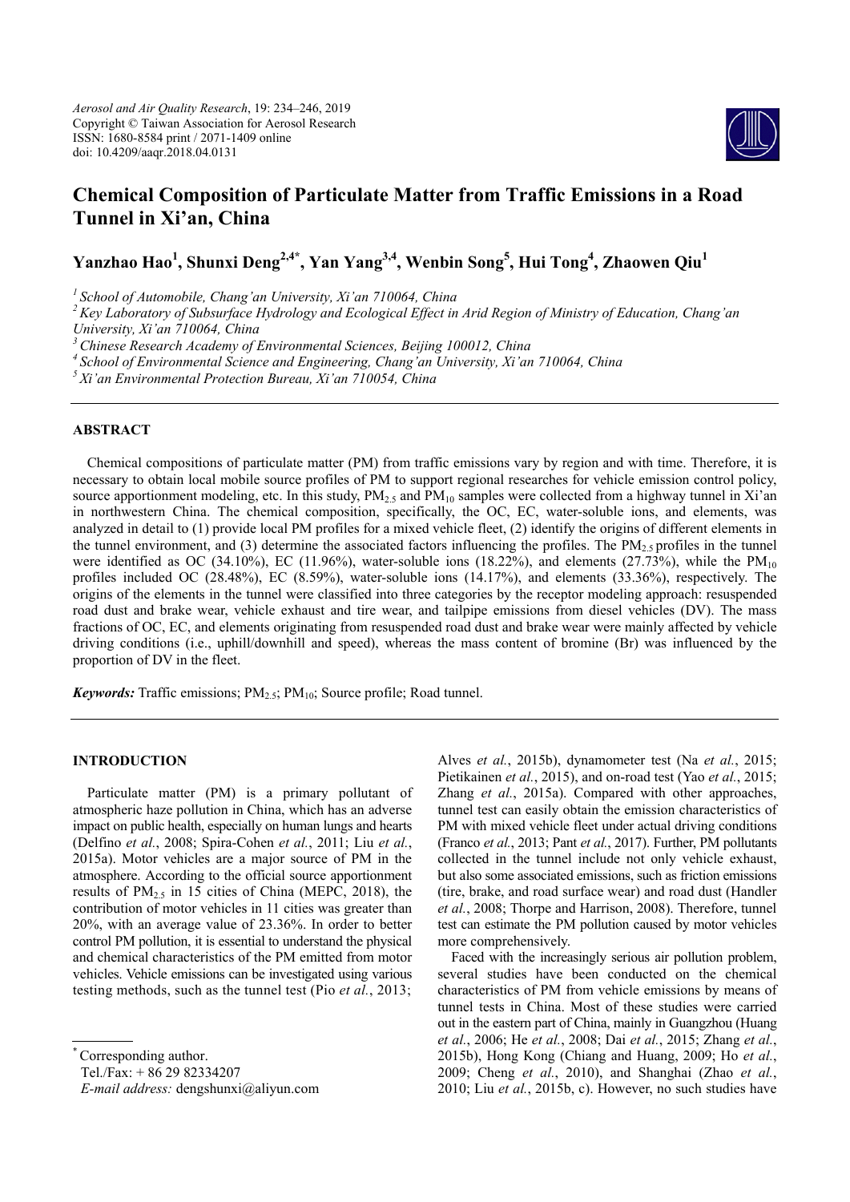*Aerosol and Air Quality Research*, 19: 234–246, 2019
Copyright © Taiwan Association for Aerosol Research
ISSN: 1680-8584 print / 2071-1409 online
doi: 10.4209/aaqr.2018.04.0131

# Chemical Composition of Particulate Matter from Traffic Emissions in a Road Tunnel in Xi'an, China

**Yanzhao Hao[1], Shunxi Deng[2,4*], Yan Yang[3,4], Wenbin Song[5], Hui Tong[4], Zhaowen Qiu[1]**

[1] *School of Automobile, Chang'an University, Xi'an 710064, China*
[2] *Key Laboratory of Subsurface Hydrology and Ecological Effect in Arid Region of Ministry of Education, Chang'an University, Xi'an 710064, China*
[3] *Chinese Research Academy of Environmental Sciences, Beijing 100012, China*
[4] *School of Environmental Science and Engineering, Chang'an University, Xi'an 710064, China*
[5] *Xi'an Environmental Protection Bureau, Xi'an 710054, China*

## ABSTRACT

Chemical compositions of particulate matter (PM) from traffic emissions vary by region and with time. Therefore, it is necessary to obtain local mobile source profiles of PM to support regional researches for vehicle emission control policy, source apportionment modeling, etc. In this study, $PM_{2.5}$ and $PM_{10}$ samples were collected from a highway tunnel in Xi'an in northwestern China. The chemical composition, specifically, the OC, EC, water-soluble ions, and elements, was analyzed in detail to (1) provide local PM profiles for a mixed vehicle fleet, (2) identify the origins of different elements in the tunnel environment, and (3) determine the associated factors influencing the profiles. The $PM_{2.5}$ profiles in the tunnel were identified as OC (34.10%), EC (11.96%), water-soluble ions (18.22%), and elements (27.73%), while the $PM_{10}$ profiles included OC (28.48%), EC (8.59%), water-soluble ions (14.17%), and elements (33.36%), respectively. The origins of the elements in the tunnel were classified into three categories by the receptor modeling approach: resuspended road dust and brake wear, vehicle exhaust and tire wear, and tailpipe emissions from diesel vehicles (DV). The mass fractions of OC, EC, and elements originating from resuspended road dust and brake wear were mainly affected by vehicle driving conditions (i.e., uphill/downhill and speed), whereas the mass content of bromine (Br) was influenced by the proportion of DV in the fleet.

***Keywords:*** Traffic emissions; $PM_{2.5}$; $PM_{10}$; Source profile; Road tunnel.

## INTRODUCTION

Particulate matter (PM) is a primary pollutant of atmospheric haze pollution in China, which has an adverse impact on public health, especially on human lungs and hearts (Delfino *et al.*, 2008; Spira-Cohen *et al.*, 2011; Liu *et al.*, 2015a). Motor vehicles are a major source of PM in the atmosphere. According to the official source apportionment results of $PM_{2.5}$ in 15 cities of China (MEPC, 2018), the contribution of motor vehicles in 11 cities was greater than 20%, with an average value of 23.36%. In order to better control PM pollution, it is essential to understand the physical and chemical characteristics of the PM emitted from motor vehicles. Vehicle emissions can be investigated using various testing methods, such as the tunnel test (Pio *et al.*, 2013; Alves *et al.*, 2015b), dynamometer test (Na *et al.*, 2015; Pietikainen *et al.*, 2015), and on-road test (Yao *et al.*, 2015; Zhang *et al.*, 2015a). Compared with other approaches, tunnel test can easily obtain the emission characteristics of PM with mixed vehicle fleet under actual driving conditions (Franco *et al.*, 2013; Pant *et al.*, 2017). Further, PM pollutants collected in the tunnel include not only vehicle exhaust, but also some associated emissions, such as friction emissions (tire, brake, and road surface wear) and road dust (Handler *et al.*, 2008; Thorpe and Harrison, 2008). Therefore, tunnel test can estimate the PM pollution caused by motor vehicles more comprehensively.

Faced with the increasingly serious air pollution problem, several studies have been conducted on the chemical characteristics of PM from vehicle emissions by means of tunnel tests in China. Most of these studies were carried out in the eastern part of China, mainly in Guangzhou (Huang *et al.*, 2006; He *et al.*, 2008; Dai *et al.*, 2015; Zhang *et al.*, 2015b), Hong Kong (Chiang and Huang, 2009; Ho *et al.*, 2009; Cheng *et al.*, 2010), and Shanghai (Zhao *et al.*, 2010; Liu *et al.*, 2015b, c). However, no such studies have

---

\* Corresponding author.
Tel./Fax: + 86 29 82334207
*E-mail address:* dengshunxi@aliyun.com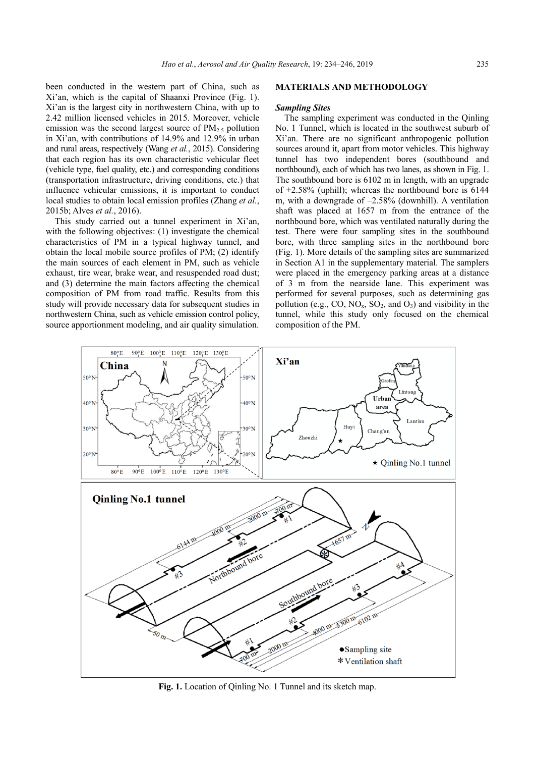been conducted in the western part of China, such as Xi'an, which is the capital of Shaanxi Province (Fig. 1). Xi'an is the largest city in northwestern China, with up to 2.42 million licensed vehicles in 2015. Moreover, vehicle emission was the second largest source of $PM_{2.5}$ pollution in Xi'an, with contributions of 14.9% and 12.9% in urban and rural areas, respectively (Wang *et al.*, 2015). Considering that each region has its own characteristic vehicular fleet (vehicle type, fuel quality, etc.) and corresponding conditions (transportation infrastructure, driving conditions, etc.) that influence vehicular emissions, it is important to conduct local studies to obtain local emission profiles (Zhang *et al.*, 2015b; Alves *et al.*, 2016).

This study carried out a tunnel experiment in Xi'an, with the following objectives: (1) investigate the chemical characteristics of PM in a typical highway tunnel, and obtain the local mobile source profiles of PM; (2) identify the main sources of each element in PM, such as vehicle exhaust, tire wear, brake wear, and resuspended road dust; and (3) determine the main factors affecting the chemical composition of PM from road traffic. Results from this study will provide necessary data for subsequent studies in northwestern China, such as vehicle emission control policy, source apportionment modeling, and air quality simulation.

## MATERIALS AND METHODOLOGY

### *Sampling Sites*

The sampling experiment was conducted in the Qinling No. 1 Tunnel, which is located in the southwest suburb of Xi'an. There are no significant anthropogenic pollution sources around it, apart from motor vehicles. This highway tunnel has two independent bores (southbound and northbound), each of which has two lanes, as shown in Fig. 1. The southbound bore is 6102 m in length, with an upgrade of +2.58% (uphill); whereas the northbound bore is 6144 m, with a downgrade of –2.58% (downhill). A ventilation shaft was placed at 1657 m from the entrance of the northbound bore, which was ventilated naturally during the test. There were four sampling sites in the southbound bore, with three sampling sites in the northbound bore (Fig. 1). More details of the sampling sites are summarized in Section A1 in the supplementary material. The samplers were placed in the emergency parking areas at a distance of 3 m from the nearside lane. This experiment was performed for several purposes, such as determining gas pollution (e.g., CO, $NO_x$, $SO_2$, and $O_3$) and visibility in the tunnel, while this study only focused on the chemical composition of the PM.

**Fig. 1.** Location of Qinling No. 1 Tunnel and its sketch map.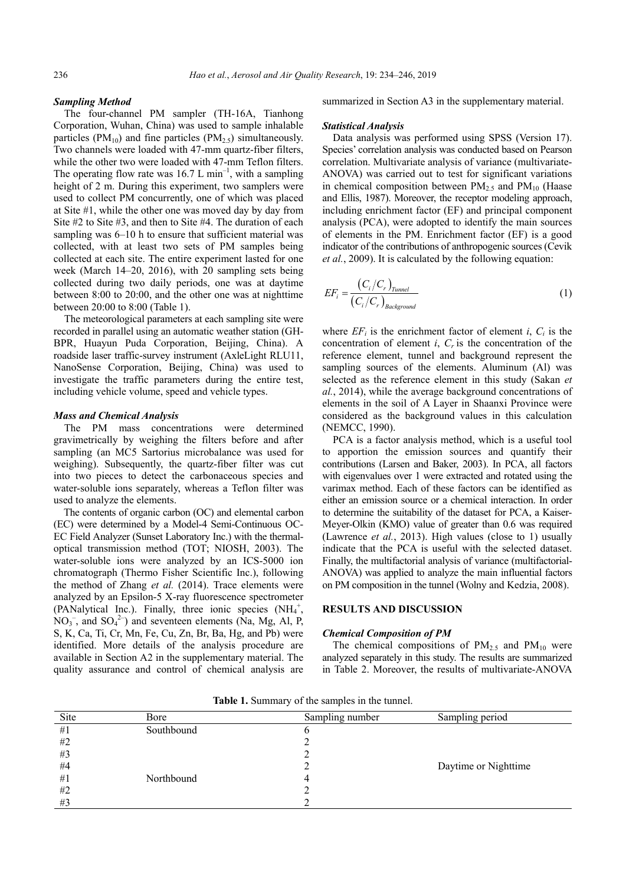### *Sampling Method*

The four-channel PM sampler (TH-16A, Tianhong Corporation, Wuhan, China) was used to sample inhalable particles ($PM_{10}$) and fine particles ($PM_{2.5}$) simultaneously. Two channels were loaded with 47-mm quartz-fiber filters, while the other two were loaded with 47-mm Teflon filters. The operating flow rate was 16.7 L $min^{-1}$, with a sampling height of 2 m. During this experiment, two samplers were used to collect PM concurrently, one of which was placed at Site #1, while the other one was moved day by day from Site #2 to Site #3, and then to Site #4. The duration of each sampling was 6–10 h to ensure that sufficient material was collected, with at least two sets of PM samples being collected at each site. The entire experiment lasted for one week (March 14–20, 2016), with 20 sampling sets being collected during two daily periods, one was at daytime between 8:00 to 20:00, and the other one was at nighttime between 20:00 to 8:00 (Table 1).

The meteorological parameters at each sampling site were recorded in parallel using an automatic weather station (GH-BPR, Huayun Puda Corporation, Beijing, China). A roadside laser traffic-survey instrument (AxleLight RLU11, NanoSense Corporation, Beijing, China) was used to investigate the traffic parameters during the entire test, including vehicle volume, speed and vehicle types.

### *Mass and Chemical Analysis*

The PM mass concentrations were determined gravimetrically by weighing the filters before and after sampling (an MC5 Sartorius microbalance was used for weighing). Subsequently, the quartz-fiber filter was cut into two pieces to detect the carbonaceous species and water-soluble ions separately, whereas a Teflon filter was used to analyze the elements.

The contents of organic carbon (OC) and elemental carbon (EC) were determined by a Model-4 Semi-Continuous OC-EC Field Analyzer (Sunset Laboratory Inc.) with the thermal-optical transmission method (TOT; NIOSH, 2003). The water-soluble ions were analyzed by an ICS-5000 ion chromatograph (Thermo Fisher Scientific Inc.), following the method of Zhang *et al.* (2014). Trace elements were analyzed by an Epsilon-5 X-ray fluorescence spectrometer (PANalytical Inc.). Finally, three ionic species ($NH_4^+$, $NO_3^-$, and $SO_4^{2-}$) and seventeen elements (Na, Mg, Al, P, S, K, Ca, Ti, Cr, Mn, Fe, Cu, Zn, Br, Ba, Hg, and Pb) were identified. More details of the analysis procedure are available in Section A2 in the supplementary material. The quality assurance and control of chemical analysis are summarized in Section A3 in the supplementary material.

### *Statistical Analysis*

Data analysis was performed using SPSS (Version 17). Species' correlation analysis was conducted based on Pearson correlation. Multivariate analysis of variance (multivariate-ANOVA) was carried out to test for significant variations in chemical composition between $PM_{2.5}$ and $PM_{10}$ (Haase and Ellis, 1987). Moreover, the receptor modeling approach, including enrichment factor (EF) and principal component analysis (PCA), were adopted to identify the main sources of elements in the PM. Enrichment factor (EF) is a good indicator of the contributions of anthropogenic sources (Cevik *et al.*, 2009). It is calculated by the following equation:

$$EF_i = \frac{\left(C_i/C_r\right)_{Tunnel}}{\left(C_i/C_r\right)_{Background}} \tag{1}$$

where $EF_i$ is the enrichment factor of element $i$, $C_i$ is the concentration of element $i$, $C_r$ is the concentration of the reference element, tunnel and background represent the sampling sources of the elements. Aluminum (Al) was selected as the reference element in this study (Sakan *et al.*, 2014), while the average background concentrations of elements in the soil of A Layer in Shaanxi Province were considered as the background values in this calculation (NEMCC, 1990).

PCA is a factor analysis method, which is a useful tool to apportion the emission sources and quantify their contributions (Larsen and Baker, 2003). In PCA, all factors with eigenvalues over 1 were extracted and rotated using the varimax method. Each of these factors can be identified as either an emission source or a chemical interaction. In order to determine the suitability of the dataset for PCA, a Kaiser-Meyer-Olkin (KMO) value of greater than 0.6 was required (Lawrence *et al.*, 2013). High values (close to 1) usually indicate that the PCA is useful with the selected dataset. Finally, the multifactorial analysis of variance (multifactorial-ANOVA) was applied to analyze the main influential factors on PM composition in the tunnel (Wolny and Kedzia, 2008).

## RESULTS AND DISCUSSION

### *Chemical Composition of PM*

The chemical compositions of $PM_{2.5}$ and $PM_{10}$ were analyzed separately in this study. The results are summarized in Table 2. Moreover, the results of multivariate-ANOVA

**Table 1.** Summary of the samples in the tunnel.

| Site | Bore | Sampling number | Sampling period |
|---|---|---|---|
| #1 | Southbound | 6 | |
| #2 | | 2 | |
| #3 | | 2 | |
| #4 | | 2 | Daytime or Nighttime |
| #1 | Northbound | 4 | |
| #2 | | 2 | |
| #3 | | 2 | |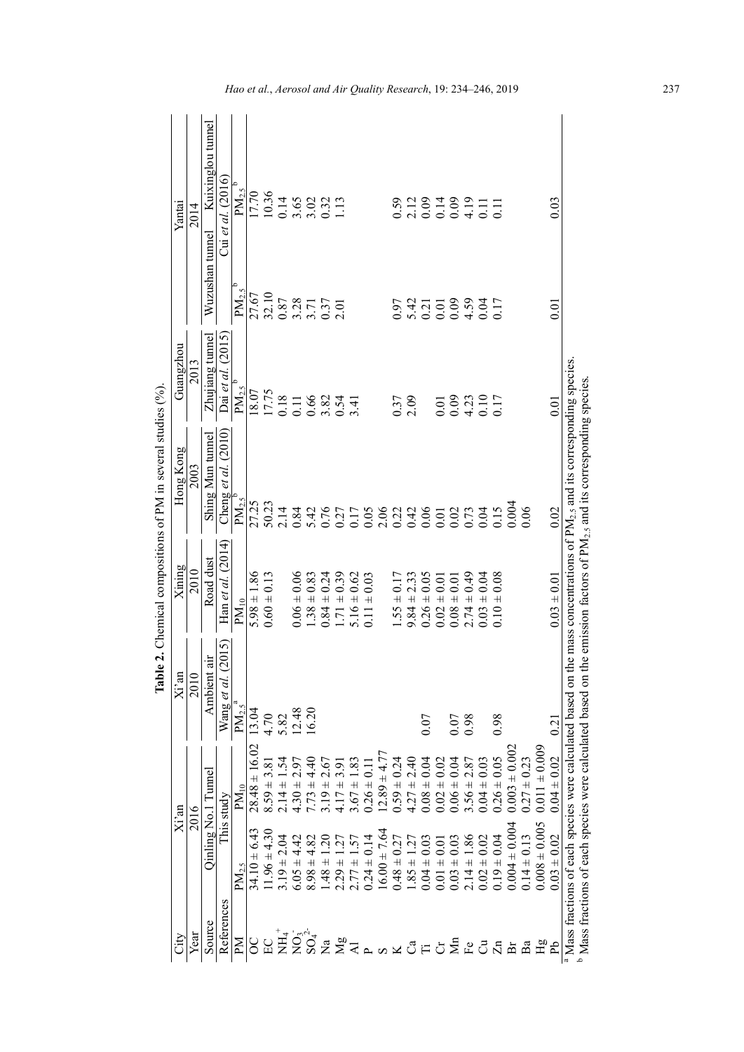**Table 2.** Chemical compositions of PM in several studies (%).

| City | Xi'an | | Xi'an | Xining | Hong Kong | Guangzhou | Yantai | |
|---|---|---|---|---|---|---|---|---|
| Year | 2016 | | 2010 | 2010 | 2003 | 2013 | 2014 | |
| Source | Qinling No.1 Tunnel | | Ambient air | Road dust | Shing Mun tunnel | Zhujiang tunnel | Wuzushan tunnel | Kuixinglou tunnel |
| References | This study | | Wang *et al.* (2015) | Han *et al.* (2014) | Cheng *et al.* (2010) | Dai *et al.* (2015) | Cui *et al.* (2016) | |
| PM | $PM_{2.5}$ | $PM_{10}$ | $PM_{2.5}$ [a] | $PM_{10}$ | $PM_{2.5}$ [b] | $PM_{2.5}$ [b] | $PM_{2.5}$ [b] | $PM_{2.5}$ [b] |
| OC | 34.10 ± 6.43 | 28.48 ± 16.02 | 13.04 | 5.98 ± 1.86 | 27.25 | 18.07 | 27.67 | 17.70 |
| EC | 11.96 ± 4.30 | 8.59 ± 3.81 | 4.70 | 0.60 ± 0.13 | 50.23 | 17.75 | 32.10 | 10.36 |
| $NH_4^+$ | 3.19 ± 2.04 | 2.14 ± 1.54 | 5.82 | | 2.14 | 0.18 | 0.87 | 0.14 |
| $NO_3^-$ | 6.05 ± 4.42 | 4.30 ± 2.97 | 12.48 | 0.06 ± 0.06 | 0.84 | 0.11 | 3.28 | 3.65 |
| $SO_4^{2-}$ | 8.98 ± 4.82 | 7.73 ± 4.40 | 16.20 | 1.38 ± 0.83 | 5.42 | 0.66 | 3.71 | 3.02 |
| Na | 1.48 ± 1.20 | 3.19 ± 2.67 | | 0.84 ± 0.24 | 0.76 | 3.82 | 0.37 | 0.32 |
| Mg | 2.29 ± 1.27 | 4.17 ± 3.91 | | 1.71 ± 0.39 | 0.27 | 0.54 | 2.01 | 1.13 |
| Al | 2.77 ± 1.57 | 3.67 ± 1.83 | | 5.16 ± 0.62 | 0.17 | 3.41 | | |
| P | 0.24 ± 0.14 | 0.26 ± 0.11 | | 0.11 ± 0.03 | 0.05 | | | |
| S | 16.00 ± 7.64 | 12.89 ± 4.77 | | | 2.06 | | | |
| K | 0.48 ± 0.27 | 0.59 ± 0.24 | | 1.55 ± 0.17 | 0.22 | 0.37 | 0.97 | 0.59 |
| Ca | 1.85 ± 1.27 | 4.27 ± 2.40 | | 9.84 ± 2.33 | 0.42 | 2.09 | 5.42 | 2.12 |
| Ti | 0.04 ± 0.03 | 0.08 ± 0.04 | 0.07 | 0.26 ± 0.05 | 0.06 | | 0.21 | 0.09 |
| Cr | 0.01 ± 0.01 | 0.02 ± 0.02 | | 0.02 ± 0.01 | 0.01 | 0.01 | 0.01 | 0.14 |
| Mn | 0.03 ± 0.03 | 0.06 ± 0.04 | 0.07 | 0.08 ± 0.01 | 0.02 | 0.09 | 0.09 | 0.09 |
| Fe | 2.14 ± 1.86 | 3.56 ± 2.87 | 0.98 | 2.74 ± 0.49 | 0.73 | 4.23 | 4.59 | 4.19 |
| Cu | 0.02 ± 0.02 | 0.04 ± 0.03 | | 0.03 ± 0.04 | 0.04 | 0.10 | 0.04 | 0.11 |
| Zn | 0.19 ± 0.04 | 0.26 ± 0.05 | 0.98 | 0.10 ± 0.08 | 0.15 | 0.17 | 0.17 | 0.11 |
| Br | 0.004 ± 0.004 | 0.003 ± 0.002 | | | 0.004 | | | |
| Ba | 0.14 ± 0.13 | 0.27 ± 0.23 | | | 0.06 | | | |
| Hg | 0.008 ± 0.005 | 0.011 ± 0.009 | | | | | | |
| Pb | 0.03 ± 0.02 | 0.04 ± 0.02 | 0.21 | 0.03 ± 0.01 | 0.02 | 0.01 | 0.01 | 0.03 |

[a] Mass fractions of each species were calculated based on the mass concentrations of $PM_{2.5}$ and its corresponding species.
[b] Mass fractions of each species were calculated based on the emission factors of $PM_{2.5}$ and its corresponding species.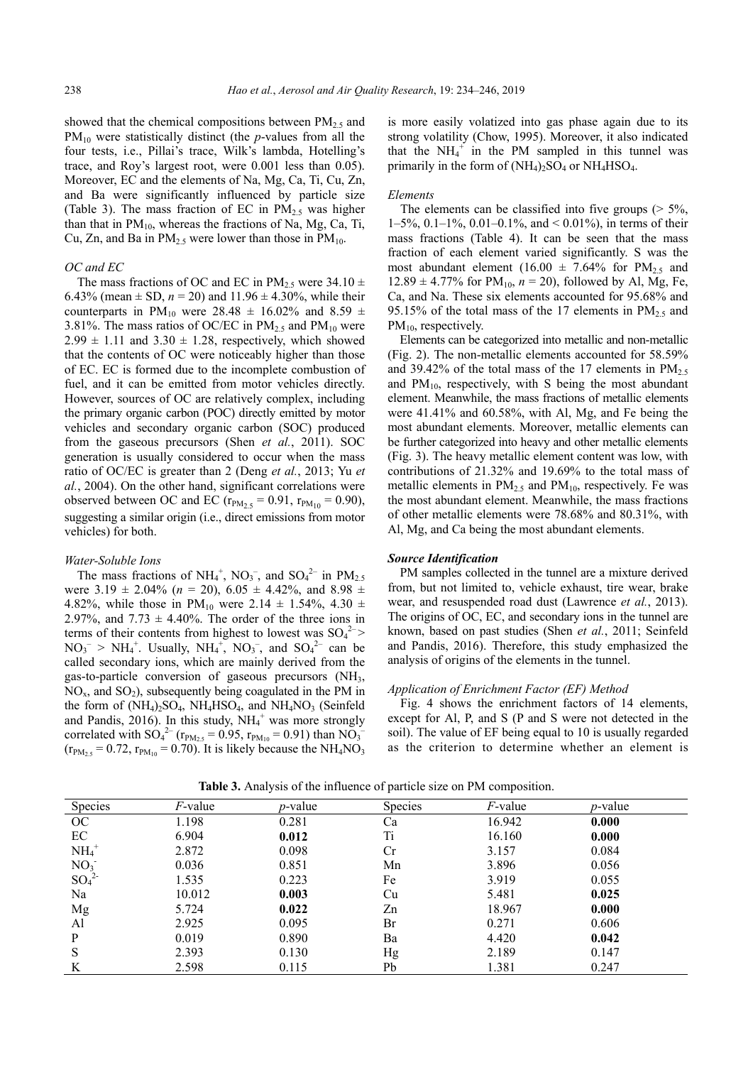showed that the chemical compositions between $PM_{2.5}$ and $PM_{10}$ were statistically distinct (the *p*-values from all the four tests, i.e., Pillai's trace, Wilk's lambda, Hotelling's trace, and Roy's largest root, were 0.001 less than 0.05). Moreover, EC and the elements of Na, Mg, Ca, Ti, Cu, Zn, and Ba were significantly influenced by particle size (Table 3). The mass fraction of EC in $PM_{2.5}$ was higher than that in $PM_{10}$, whereas the fractions of Na, Mg, Ca, Ti, Cu, Zn, and Ba in $PM_{2.5}$ were lower than those in $PM_{10}$.

### *OC and EC*

The mass fractions of OC and EC in $PM_{2.5}$ were 34.10 ± 6.43% (mean ± SD, *n* = 20) and 11.96 ± 4.30%, while their counterparts in $PM_{10}$ were 28.48 ± 16.02% and 8.59 ± 3.81%. The mass ratios of OC/EC in $PM_{2.5}$ and $PM_{10}$ were 2.99 ± 1.11 and 3.30 ± 1.28, respectively, which showed that the contents of OC were noticeably higher than those of EC. EC is formed due to the incomplete combustion of fuel, and it can be emitted from motor vehicles directly. However, sources of OC are relatively complex, including the primary organic carbon (POC) directly emitted by motor vehicles and secondary organic carbon (SOC) produced from the gaseous precursors (Shen *et al.*, 2011). SOC generation is usually considered to occur when the mass ratio of OC/EC is greater than 2 (Deng *et al.*, 2013; Yu *et al.*, 2004). On the other hand, significant correlations were observed between OC and EC ($r_{PM_{2.5}} = 0.91$, $r_{PM_{10}} = 0.90$), suggesting a similar origin (i.e., direct emissions from motor vehicles) for both.

### *Water-Soluble Ions*

The mass fractions of $NH_4^+$, $NO_3^-$, and $SO_4^{2-}$ in $PM_{2.5}$ were 3.19 ± 2.04% (*n* = 20), 6.05 ± 4.42%, and 8.98 ± 4.82%, while those in $PM_{10}$ were 2.14 ± 1.54%, 4.30 ± 2.97%, and 7.73 ± 4.40%. The order of the three ions in terms of their contents from highest to lowest was $SO_4^{2-} > NO_3^- > NH_4^+$. Usually, $NH_4^+$, $NO_3^-$, and $SO_4^{2-}$ can be called secondary ions, which are mainly derived from the gas-to-particle conversion of gaseous precursors ($NH_3$, $NO_x$, and $SO_2$), subsequently being coagulated in the PM in the form of $(NH_4)_2SO_4$, $NH_4HSO_4$, and $NH_4NO_3$ (Seinfeld and Pandis, 2016). In this study, $NH_4^+$ was more strongly correlated with $SO_4^{2-}$ ($r_{PM_{2.5}} = 0.95$, $r_{PM_{10}} = 0.91$) than $NO_3^-$ ($r_{PM_{2.5}} = 0.72$, $r_{PM_{10}} = 0.70$). It is likely because the $NH_4NO_3$ is more easily volatized into gas phase again due to its strong volatility (Chow, 1995). Moreover, it also indicated that the $NH_4^+$ in the PM sampled in this tunnel was primarily in the form of $(NH_4)_2SO_4$ or $NH_4HSO_4$.

### *Elements*

The elements can be classified into five groups (> 5%, 1–5%, 0.1–1%, 0.01–0.1%, and < 0.01%), in terms of their mass fractions (Table 4). It can be seen that the mass fraction of each element varied significantly. S was the most abundant element (16.00 ± 7.64% for $PM_{2.5}$ and 12.89 ± 4.77% for $PM_{10}$, *n* = 20), followed by Al, Mg, Fe, Ca, and Na. These six elements accounted for 95.68% and 95.15% of the total mass of the 17 elements in $PM_{2.5}$ and $PM_{10}$, respectively.

Elements can be categorized into metallic and non-metallic (Fig. 2). The non-metallic elements accounted for 58.59% and 39.42% of the total mass of the 17 elements in $PM_{2.5}$ and $PM_{10}$, respectively, with S being the most abundant element. Meanwhile, the mass fractions of metallic elements were 41.41% and 60.58%, with Al, Mg, and Fe being the most abundant elements. Moreover, metallic elements can be further categorized into heavy and other metallic elements (Fig. 3). The heavy metallic element content was low, with contributions of 21.32% and 19.69% to the total mass of metallic elements in $PM_{2.5}$ and $PM_{10}$, respectively. Fe was the most abundant element. Meanwhile, the mass fractions of other metallic elements were 78.68% and 80.31%, with Al, Mg, and Ca being the most abundant elements.

## ***Source Identification***

PM samples collected in the tunnel are a mixture derived from, but not limited to, vehicle exhaust, tire wear, brake wear, and resuspended road dust (Lawrence *et al.*, 2013). The origins of OC, EC, and secondary ions in the tunnel are known, based on past studies (Shen *et al.*, 2011; Seinfeld and Pandis, 2016). Therefore, this study emphasized the analysis of origins of the elements in the tunnel.

### *Application of Enrichment Factor (EF) Method*

Fig. 4 shows the enrichment factors of 14 elements, except for Al, P, and S (P and S were not detected in the soil). The value of EF being equal to 10 is usually regarded as the criterion to determine whether an element is

**Table 3.** Analysis of the influence of particle size on PM composition.

| Species | *F*-value | *p*-value | Species | *F*-value | *p*-value |
|---|---|---|---|---|---|
| OC | 1.198 | 0.281 | Ca | 16.942 | **0.000** |
| EC | 6.904 | **0.012** | Ti | 16.160 | **0.000** |
| $NH_4^+$ | 2.872 | 0.098 | Cr | 3.157 | 0.084 |
| $NO_3^-$ | 0.036 | 0.851 | Mn | 3.896 | 0.056 |
| $SO_4^{2-}$ | 1.535 | 0.223 | Fe | 3.919 | 0.055 |
| Na | 10.012 | **0.003** | Cu | 5.481 | **0.025** |
| Mg | 5.724 | **0.022** | Zn | 18.967 | **0.000** |
| Al | 2.925 | 0.095 | Br | 0.271 | 0.606 |
| P | 0.019 | 0.890 | Ba | 4.420 | **0.042** |
| S | 2.393 | 0.130 | Hg | 2.189 | 0.147 |
| K | 2.598 | 0.115 | Pb | 1.381 | 0.247 |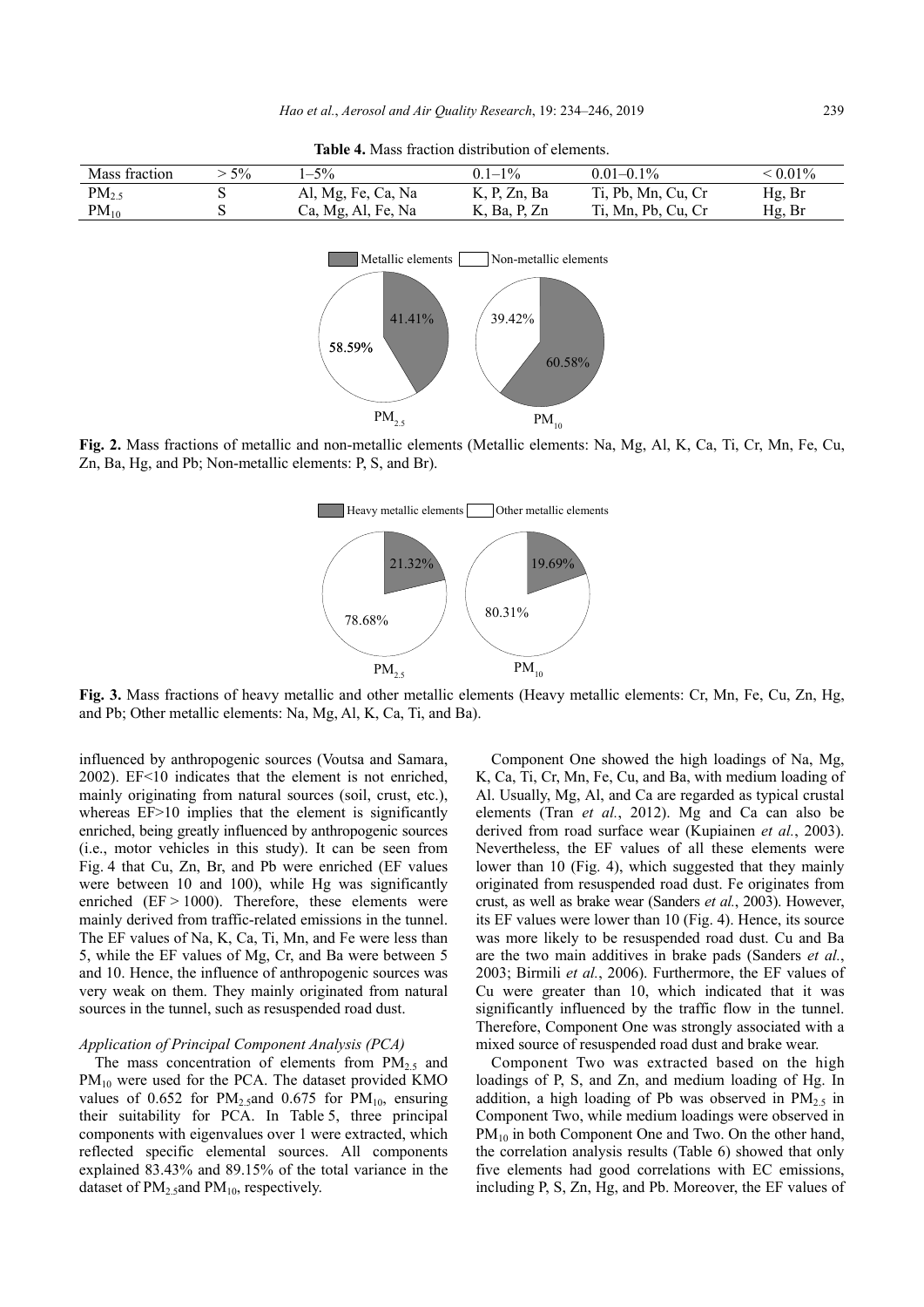**Table 4.** Mass fraction distribution of elements.

| Mass fraction | > 5% | 1–5% | 0.1–1% | 0.01–0.1% | < 0.01% |
|---|---|---|---|---|---|
| $PM_{2.5}$ | S | Al, Mg, Fe, Ca, Na | K, P, Zn, Ba | Ti, Pb, Mn, Cu, Cr | Hg, Br |
| $PM_{10}$ | S | Ca, Mg, Al, Fe, Na | K, Ba, P, Zn | Ti, Mn, Pb, Cu, Cr | Hg, Br |

**Fig. 2.** Mass fractions of metallic and non-metallic elements (Metallic elements: Na, Mg, Al, K, Ca, Ti, Cr, Mn, Fe, Cu, Zn, Ba, Hg, and Pb; Non-metallic elements: P, S, and Br).

**Fig. 3.** Mass fractions of heavy metallic and other metallic elements (Heavy metallic elements: Cr, Mn, Fe, Cu, Zn, Hg, and Pb; Other metallic elements: Na, Mg, Al, K, Ca, Ti, and Ba).

influenced by anthropogenic sources (Voutsa and Samara, 2002). EF<10 indicates that the element is not enriched, mainly originating from natural sources (soil, crust, etc.), whereas EF>10 implies that the element is significantly enriched, being greatly influenced by anthropogenic sources (i.e., motor vehicles in this study). It can be seen from Fig. 4 that Cu, Zn, Br, and Pb were enriched (EF values were between 10 and 100), while Hg was significantly enriched (EF > 1000). Therefore, these elements were mainly derived from traffic-related emissions in the tunnel. The EF values of Na, K, Ca, Ti, Mn, and Fe were less than 5, while the EF values of Mg, Cr, and Ba were between 5 and 10. Hence, the influence of anthropogenic sources was very weak on them. They mainly originated from natural sources in the tunnel, such as resuspended road dust.

### *Application of Principal Component Analysis (PCA)*

The mass concentration of elements from $PM_{2.5}$ and $PM_{10}$ were used for the PCA. The dataset provided KMO values of 0.652 for $PM_{2.5}$and 0.675 for $PM_{10}$, ensuring their suitability for PCA. In Table 5, three principal components with eigenvalues over 1 were extracted, which reflected specific elemental sources. All components explained 83.43% and 89.15% of the total variance in the dataset of $PM_{2.5}$and $PM_{10}$, respectively.

Component One showed the high loadings of Na, Mg, K, Ca, Ti, Cr, Mn, Fe, Cu, and Ba, with medium loading of Al. Usually, Mg, Al, and Ca are regarded as typical crustal elements (Tran *et al.*, 2012). Mg and Ca can also be derived from road surface wear (Kupiainen *et al.*, 2003). Nevertheless, the EF values of all these elements were lower than 10 (Fig. 4), which suggested that they mainly originated from resuspended road dust. Fe originates from crust, as well as brake wear (Sanders *et al.*, 2003). However, its EF values were lower than 10 (Fig. 4). Hence, its source was more likely to be resuspended road dust. Cu and Ba are the two main additives in brake pads (Sanders *et al.*, 2003; Birmili *et al.*, 2006). Furthermore, the EF values of Cu were greater than 10, which indicated that it was significantly influenced by the traffic flow in the tunnel. Therefore, Component One was strongly associated with a mixed source of resuspended road dust and brake wear.

Component Two was extracted based on the high loadings of P, S, and Zn, and medium loading of Hg. In addition, a high loading of Pb was observed in $PM_{2.5}$ in Component Two, while medium loadings were observed in $PM_{10}$ in both Component One and Two. On the other hand, the correlation analysis results (Table 6) showed that only five elements had good correlations with EC emissions, including P, S, Zn, Hg, and Pb. Moreover, the EF values of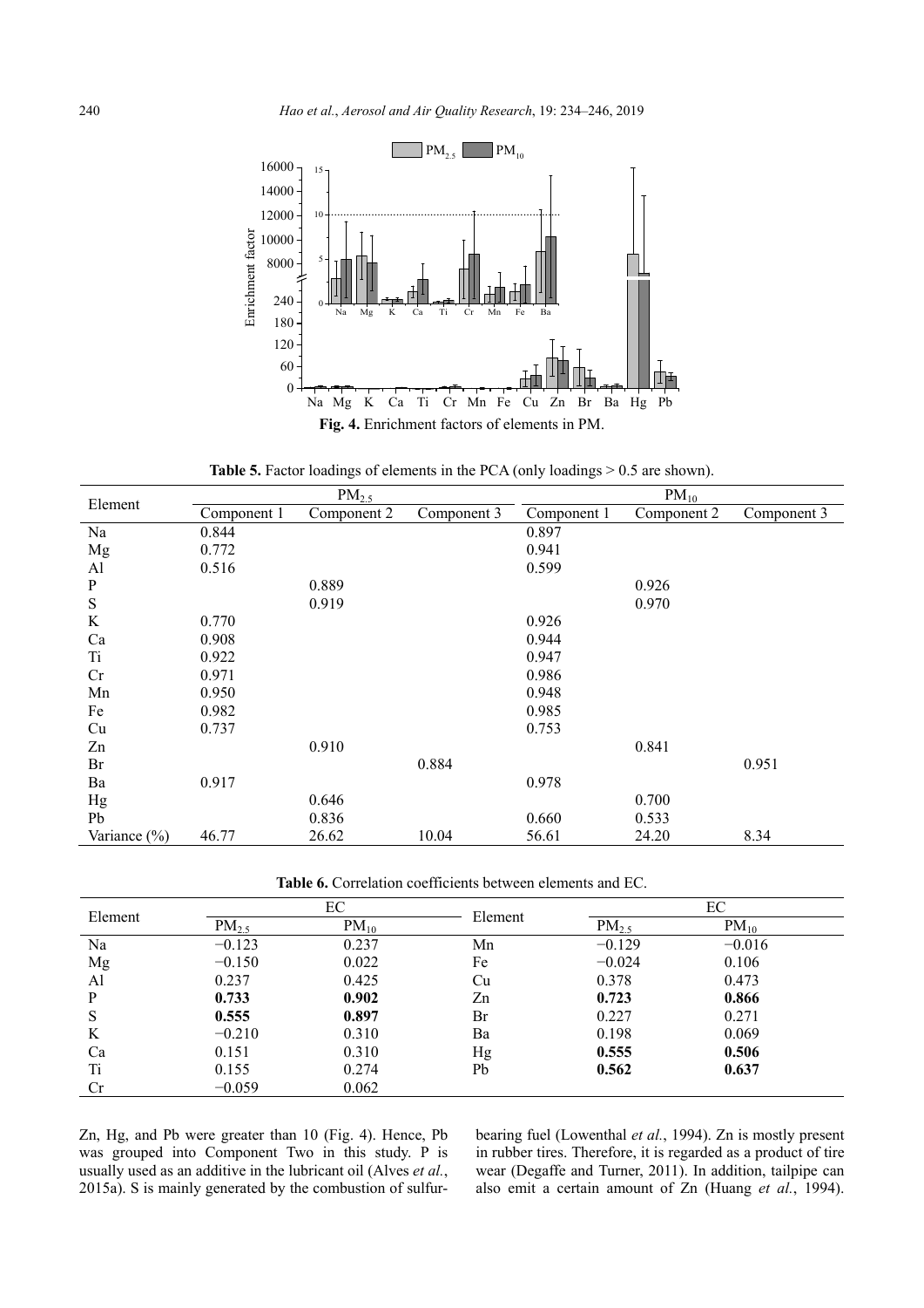**Fig. 4.** Enrichment factors of elements in PM.

**Table 5.** Factor loadings of elements in the PCA (only loadings > 0.5 are shown).

| Element | $PM_{2.5}$ | | | $PM_{10}$ | | |
|---|---|---|---|---|---|---|
| | Component 1 | Component 2 | Component 3 | Component 1 | Component 2 | Component 3 |
| Na | 0.844 | | | 0.897 | | |
| Mg | 0.772 | | | 0.941 | | |
| Al | 0.516 | | | 0.599 | | |
| P | | 0.889 | | | 0.926 | |
| S | | 0.919 | | | 0.970 | |
| K | 0.770 | | | 0.926 | | |
| Ca | 0.908 | | | 0.944 | | |
| Ti | 0.922 | | | 0.947 | | |
| Cr | 0.971 | | | 0.986 | | |
| Mn | 0.950 | | | 0.948 | | |
| Fe | 0.982 | | | 0.985 | | |
| Cu | 0.737 | | | 0.753 | | |
| Zn | | 0.910 | | | 0.841 | |
| Br | | | 0.884 | | | 0.951 |
| Ba | 0.917 | | | 0.978 | | |
| Hg | | 0.646 | | | 0.700 | |
| Pb | | 0.836 | | 0.660 | 0.533 | |
| Variance (%) | 46.77 | 26.62 | 10.04 | 56.61 | 24.20 | 8.34 |

**Table 6.** Correlation coefficients between elements and EC.

| Element | EC | | Element | EC | |
|---|---|---|---|---|---|
| | $PM_{2.5}$ | $PM_{10}$ | | $PM_{2.5}$ | $PM_{10}$ |
| Na | −0.123 | 0.237 | Mn | −0.129 | −0.016 |
| Mg | −0.150 | 0.022 | Fe | −0.024 | 0.106 |
| Al | 0.237 | 0.425 | Cu | 0.378 | 0.473 |
| P | **0.733** | **0.902** | Zn | **0.723** | **0.866** |
| S | **0.555** | **0.897** | Br | 0.227 | 0.271 |
| K | −0.210 | 0.310 | Ba | 0.198 | 0.069 |
| Ca | 0.151 | 0.310 | Hg | **0.555** | **0.506** |
| Ti | 0.155 | 0.274 | Pb | **0.562** | **0.637** |
| Cr | −0.059 | 0.062 | | | |

Zn, Hg, and Pb were greater than 10 (Fig. 4). Hence, Pb was grouped into Component Two in this study. P is usually used as an additive in the lubricant oil (Alves *et al.*, 2015a). S is mainly generated by the combustion of sulfur-bearing fuel (Lowenthal *et al.*, 1994). Zn is mostly present in rubber tires. Therefore, it is regarded as a product of tire wear (Degaffe and Turner, 2011). In addition, tailpipe can also emit a certain amount of Zn (Huang *et al.*, 1994).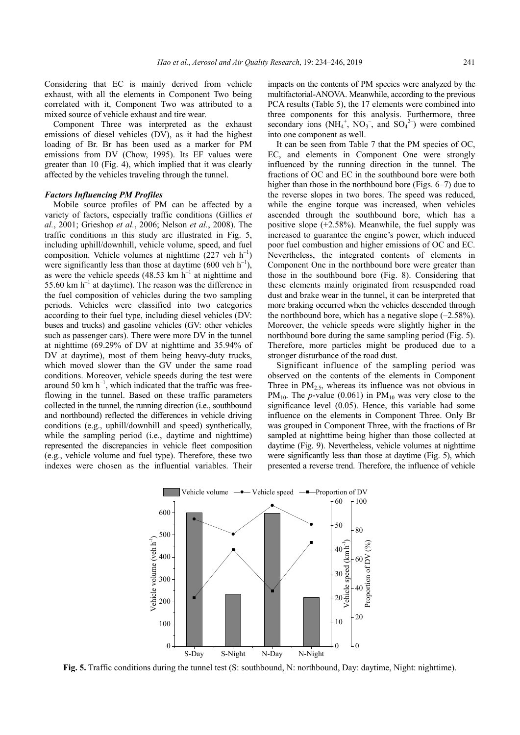Considering that EC is mainly derived from vehicle exhaust, with all the elements in Component Two being correlated with it, Component Two was attributed to a mixed source of vehicle exhaust and tire wear.

Component Three was interpreted as the exhaust emissions of diesel vehicles (DV), as it had the highest loading of Br. Br has been used as a marker for PM emissions from DV (Chow, 1995). Its EF values were greater than 10 (Fig. 4), which implied that it was clearly affected by the vehicles traveling through the tunnel.

### *Factors Influencing PM Profiles*

Mobile source profiles of PM can be affected by a variety of factors, especially traffic conditions (Gillies *et al.*, 2001; Grieshop *et al.*, 2006; Nelson *et al.*, 2008). The traffic conditions in this study are illustrated in Fig. 5, including uphill/downhill, vehicle volume, speed, and fuel composition. Vehicle volumes at nighttime (227 veh $h^{-1}$) were significantly less than those at daytime (600 veh $h^{-1}$), as were the vehicle speeds (48.53 km $h^{-1}$ at nighttime and 55.60 km $h^{-1}$ at daytime). The reason was the difference in the fuel composition of vehicles during the two sampling periods. Vehicles were classified into two categories according to their fuel type, including diesel vehicles (DV: buses and trucks) and gasoline vehicles (GV: other vehicles such as passenger cars). There were more DV in the tunnel at nighttime (69.29% of DV at nighttime and 35.94% of DV at daytime), most of them being heavy-duty trucks, which moved slower than the GV under the same road conditions. Moreover, vehicle speeds during the test were around 50 km $h^{-1}$, which indicated that the traffic was free-flowing in the tunnel. Based on these traffic parameters collected in the tunnel, the running direction (i.e., southbound and northbound) reflected the differences in vehicle driving conditions (e.g., uphill/downhill and speed) synthetically, while the sampling period (i.e., daytime and nighttime) represented the discrepancies in vehicle fleet composition (e.g., vehicle volume and fuel type). Therefore, these two indexes were chosen as the influential variables. Their impacts on the contents of PM species were analyzed by the multifactorial-ANOVA. Meanwhile, according to the previous PCA results (Table 5), the 17 elements were combined into three components for this analysis. Furthermore, three secondary ions ($NH_4^+$, $NO_3^-$, and $SO_4^{2-}$) were combined into one component as well.

It can be seen from Table 7 that the PM species of OC, EC, and elements in Component One were strongly influenced by the running direction in the tunnel. The fractions of OC and EC in the southbound bore were both higher than those in the northbound bore (Figs. 6–7) due to the reverse slopes in two bores. The speed was reduced, while the engine torque was increased, when vehicles ascended through the southbound bore, which has a positive slope (+2.58%). Meanwhile, the fuel supply was increased to guarantee the engine's power, which induced poor fuel combustion and higher emissions of OC and EC. Nevertheless, the integrated contents of elements in Component One in the northbound bore were greater than those in the southbound bore (Fig. 8). Considering that these elements mainly originated from resuspended road dust and brake wear in the tunnel, it can be interpreted that more braking occurred when the vehicles descended through the northbound bore, which has a negative slope (–2.58%). Moreover, the vehicle speeds were slightly higher in the northbound bore during the same sampling period (Fig. 5). Therefore, more particles might be produced due to a stronger disturbance of the road dust.

Significant influence of the sampling period was observed on the contents of the elements in Component Three in $PM_{2.5}$, whereas its influence was not obvious in $PM_{10}$. The *p*-value (0.061) in $PM_{10}$ was very close to the significance level (0.05). Hence, this variable had some influence on the elements in Component Three. Only Br was grouped in Component Three, with the fractions of Br sampled at nighttime being higher than those collected at daytime (Fig. 9). Nevertheless, vehicle volumes at nighttime were significantly less than those at daytime (Fig. 5), which presented a reverse trend. Therefore, the influence of vehicle

**Fig. 5.** Traffic conditions during the tunnel test (S: southbound, N: northbound, Day: daytime, Night: nighttime).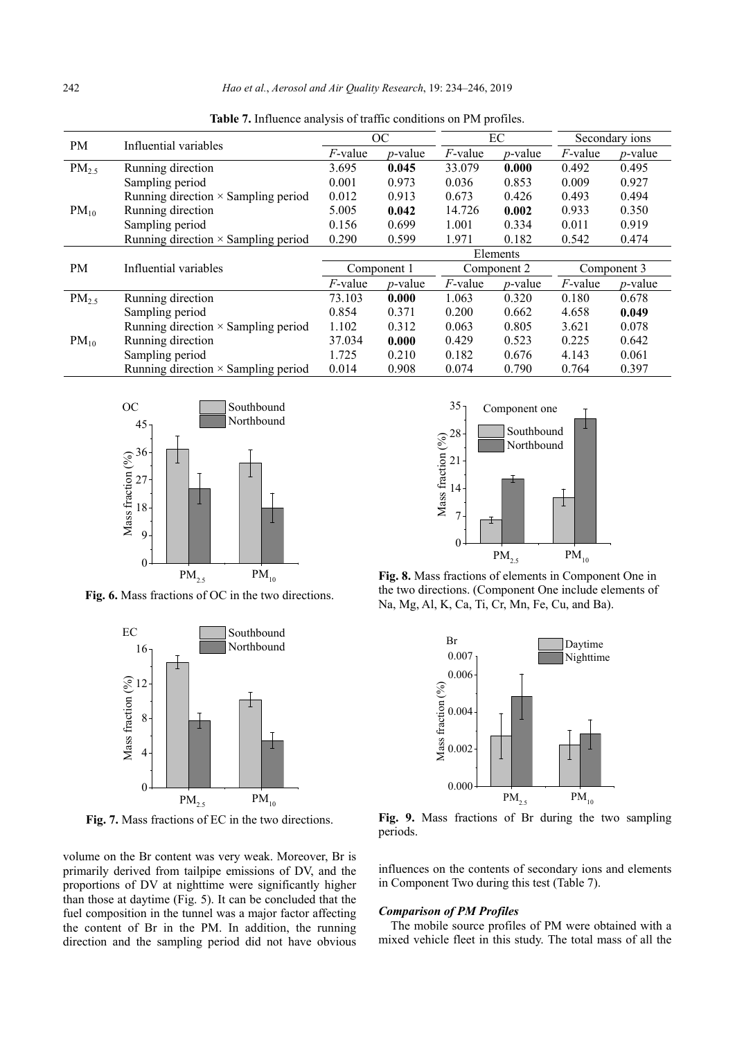**Table 7.** Influence analysis of traffic conditions on PM profiles.

| PM | Influential variables | OC | | EC | | Secondary ions | |
|---|---|---|---|---|---|---|---|
| | | $F$-value | $p$-value | $F$-value | $p$-value | $F$-value | $p$-value |
| $PM_{2.5}$ | Running direction | 3.695 | **0.045** | 33.079 | **0.000** | 0.492 | 0.495 |
| | Sampling period | 0.001 | 0.973 | 0.036 | 0.853 | 0.009 | 0.927 |
| | Running direction × Sampling period | 0.012 | 0.913 | 0.673 | 0.426 | 0.493 | 0.494 |
| $PM_{10}$ | Running direction | 5.005 | **0.042** | 14.726 | **0.002** | 0.933 | 0.350 |
| | Sampling period | 0.156 | 0.699 | 1.001 | 0.334 | 0.011 | 0.919 |
| | Running direction × Sampling period | 0.290 | 0.599 | 1.971 | 0.182 | 0.542 | 0.474 |
| PM | Influential variables | Elements | | | | | |
| | | Component 1 | | Component 2 | | Component 3 | |
| | | $F$-value | $p$-value | $F$-value | $p$-value | $F$-value | $p$-value |
| $PM_{2.5}$ | Running direction | 73.103 | **0.000** | 1.063 | 0.320 | 0.180 | 0.678 |
| | Sampling period | 0.854 | 0.371 | 0.200 | 0.662 | 4.658 | **0.049** |
| | Running direction × Sampling period | 1.102 | 0.312 | 0.063 | 0.805 | 3.621 | 0.078 |
| $PM_{10}$ | Running direction | 37.034 | **0.000** | 0.429 | 0.523 | 0.225 | 0.642 |
| | Sampling period | 1.725 | 0.210 | 0.182 | 0.676 | 4.143 | 0.061 |
| | Running direction × Sampling period | 0.014 | 0.908 | 0.074 | 0.790 | 0.764 | 0.397 |

**Fig. 6.** Mass fractions of OC in the two directions.

**Fig. 7.** Mass fractions of EC in the two directions.

**Fig. 8.** Mass fractions of elements in Component One in the two directions. (Component One include elements of Na, Mg, Al, K, Ca, Ti, Cr, Mn, Fe, Cu, and Ba).

**Fig. 9.** Mass fractions of Br during the two sampling periods.

volume on the Br content was very weak. Moreover, Br is primarily derived from tailpipe emissions of DV, and the proportions of DV at nighttime were significantly higher than those at daytime (Fig. 5). It can be concluded that the fuel composition in the tunnel was a major factor affecting the content of Br in the PM. In addition, the running direction and the sampling period did not have obvious influences on the contents of secondary ions and elements in Component Two during this test (Table 7).

### *Comparison of PM Profiles*

The mobile source profiles of PM were obtained with a mixed vehicle fleet in this study. The total mass of all the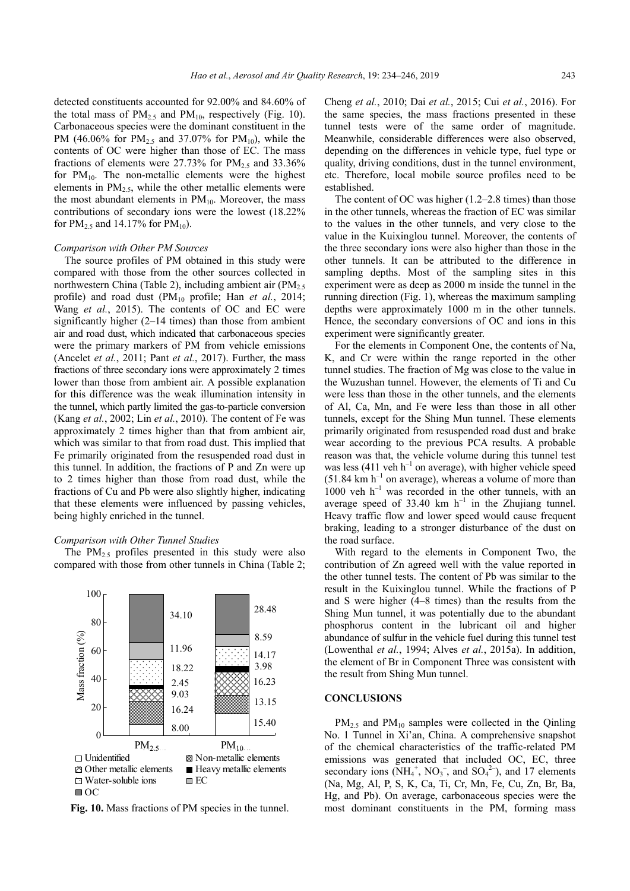detected constituents accounted for 92.00% and 84.60% of the total mass of $PM_{2.5}$ and $PM_{10}$, respectively (Fig. 10). Carbonaceous species were the dominant constituent in the PM (46.06% for $PM_{2.5}$ and 37.07% for $PM_{10}$), while the contents of OC were higher than those of EC. The mass fractions of elements were 27.73% for $PM_{2.5}$ and 33.36% for $PM_{10}$. The non-metallic elements were the highest elements in $PM_{2.5}$, while the other metallic elements were the most abundant elements in $PM_{10}$. Moreover, the mass contributions of secondary ions were the lowest (18.22% for $PM_{2.5}$ and 14.17% for $PM_{10}$).

### *Comparison with Other PM Sources*

The source profiles of PM obtained in this study were compared with those from the other sources collected in northwestern China (Table 2), including ambient air ($PM_{2.5}$ profile) and road dust ($PM_{10}$ profile; Han *et al.*, 2014; Wang *et al.*, 2015). The contents of OC and EC were significantly higher (2–14 times) than those from ambient air and road dust, which indicated that carbonaceous species were the primary markers of PM from vehicle emissions (Ancelet *et al.*, 2011; Pant *et al.*, 2017). Further, the mass fractions of three secondary ions were approximately 2 times lower than those from ambient air. A possible explanation for this difference was the weak illumination intensity in the tunnel, which partly limited the gas-to-particle conversion (Kang *et al.*, 2002; Lin *et al.*, 2010). The content of Fe was approximately 2 times higher than that from ambient air, which was similar to that from road dust. This implied that Fe primarily originated from the resuspended road dust in this tunnel. In addition, the fractions of P and Zn were up to 2 times higher than those from road dust, while the fractions of Cu and Pb were also slightly higher, indicating that these elements were influenced by passing vehicles, being highly enriched in the tunnel.

### *Comparison with Other Tunnel Studies*

The $PM_{2.5}$ profiles presented in this study were also compared with those from other tunnels in China (Table 2; Cheng *et al.*, 2010; Dai *et al.*, 2015; Cui *et al.*, 2016). For the same species, the mass fractions presented in these tunnel tests were of the same order of magnitude. Meanwhile, considerable differences were also observed, depending on the differences in vehicle type, fuel type or quality, driving conditions, dust in the tunnel environment, etc. Therefore, local mobile source profiles need to be established.

The content of OC was higher (1.2–2.8 times) than those in the other tunnels, whereas the fraction of EC was similar to the values in the other tunnels, and very close to the value in the Kuixinglou tunnel. Moreover, the contents of the three secondary ions were also higher than those in the other tunnels. It can be attributed to the difference in sampling depths. Most of the sampling sites in this experiment were as deep as 2000 m inside the tunnel in the running direction (Fig. 1), whereas the maximum sampling depths were approximately 1000 m in the other tunnels. Hence, the secondary conversions of OC and ions in this experiment were significantly greater.

For the elements in Component One, the contents of Na, K, and Cr were within the range reported in the other tunnel studies. The fraction of Mg was close to the value in the Wuzushan tunnel. However, the elements of Ti and Cu were less than those in the other tunnels, and the elements of Al, Ca, Mn, and Fe were less than those in all other tunnels, except for the Shing Mun tunnel. These elements primarily originated from resuspended road dust and brake wear according to the previous PCA results. A probable reason was that, the vehicle volume during this tunnel test was less (411 veh $h^{-1}$ on average), with higher vehicle speed (51.84 km $h^{-1}$ on average), whereas a volume of more than 1000 veh $h^{-1}$ was recorded in the other tunnels, with an average speed of 33.40 km $h^{-1}$ in the Zhujiang tunnel. Heavy traffic flow and lower speed would cause frequent braking, leading to a stronger disturbance of the dust on the road surface.

With regard to the elements in Component Two, the contribution of Zn agreed well with the value reported in the other tunnel tests. The content of Pb was similar to the result in the Kuixinglou tunnel. While the fractions of P and S were higher (4–8 times) than the results from the Shing Mun tunnel, it was potentially due to the abundant phosphorus content in the lubricant oil and higher abundance of sulfur in the vehicle fuel during this tunnel test (Lowenthal *et al.*, 1994; Alves *et al.*, 2015a). In addition, the element of Br in Component Three was consistent with the result from Shing Mun tunnel.

**Fig. 10.** Mass fractions of PM species in the tunnel.

## CONCLUSIONS

$PM_{2.5}$ and $PM_{10}$ samples were collected in the Qinling No. 1 Tunnel in Xi'an, China. A comprehensive snapshot of the chemical characteristics of the traffic-related PM emissions was generated that included OC, EC, three secondary ions ($NH_4^+$, $NO_3^-$, and $SO_4^{2-}$), and 17 elements (Na, Mg, Al, P, S, K, Ca, Ti, Cr, Mn, Fe, Cu, Zn, Br, Ba, Hg, and Pb). On average, carbonaceous species were the most dominant constituents in the PM, forming mass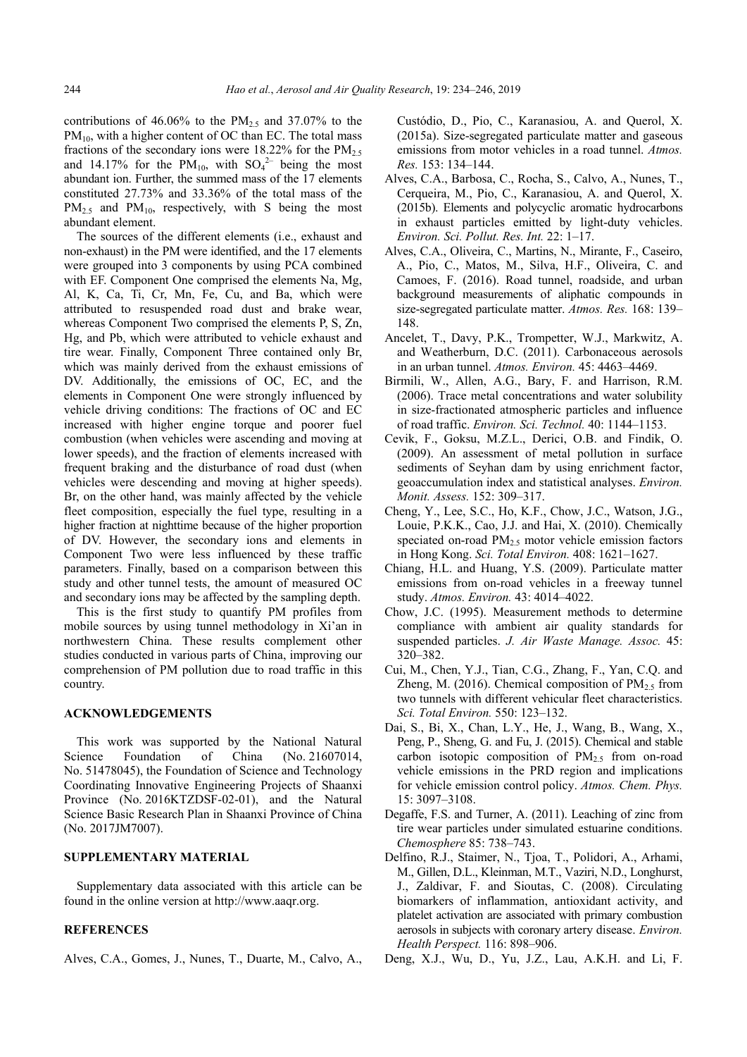contributions of 46.06% to the $PM_{2.5}$ and 37.07% to the $PM_{10}$, with a higher content of OC than EC. The total mass fractions of the secondary ions were 18.22% for the $PM_{2.5}$ and 14.17% for the $PM_{10}$, with $SO_4^{2-}$ being the most abundant ion. Further, the summed mass of the 17 elements constituted 27.73% and 33.36% of the total mass of the $PM_{2.5}$ and $PM_{10}$, respectively, with S being the most abundant element.

The sources of the different elements (i.e., exhaust and non-exhaust) in the PM were identified, and the 17 elements were grouped into 3 components by using PCA combined with EF. Component One comprised the elements Na, Mg, Al, K, Ca, Ti, Cr, Mn, Fe, Cu, and Ba, which were attributed to resuspended road dust and brake wear, whereas Component Two comprised the elements P, S, Zn, Hg, and Pb, which were attributed to vehicle exhaust and tire wear. Finally, Component Three contained only Br, which was mainly derived from the exhaust emissions of DV. Additionally, the emissions of OC, EC, and the elements in Component One were strongly influenced by vehicle driving conditions: The fractions of OC and EC increased with higher engine torque and poorer fuel combustion (when vehicles were ascending and moving at lower speeds), and the fraction of elements increased with frequent braking and the disturbance of road dust (when vehicles were descending and moving at higher speeds). Br, on the other hand, was mainly affected by the vehicle fleet composition, especially the fuel type, resulting in a higher fraction at nighttime because of the higher proportion of DV. However, the secondary ions and elements in Component Two were less influenced by these traffic parameters. Finally, based on a comparison between this study and other tunnel tests, the amount of measured OC and secondary ions may be affected by the sampling depth.

This is the first study to quantify PM profiles from mobile sources by using tunnel methodology in Xi'an in northwestern China. These results complement other studies conducted in various parts of China, improving our comprehension of PM pollution due to road traffic in this country.

## ACKNOWLEDGEMENTS

This work was supported by the National Natural Science Foundation of China (No. 21607014, No. 51478045), the Foundation of Science and Technology Coordinating Innovative Engineering Projects of Shaanxi Province (No. 2016KTZDSF-02-01), and the Natural Science Basic Research Plan in Shaanxi Province of China (No. 2017JM7007).

## SUPPLEMENTARY MATERIAL

Supplementary data associated with this article can be found in the online version at http://www.aaqr.org.

## REFERENCES

Alves, C.A., Gomes, J., Nunes, T., Duarte, M., Calvo, A., Custódio, D., Pio, C., Karanasiou, A. and Querol, X. (2015a). Size-segregated particulate matter and gaseous emissions from motor vehicles in a road tunnel. *Atmos. Res.* 153: 134–144.

Alves, C.A., Barbosa, C., Rocha, S., Calvo, A., Nunes, T., Cerqueira, M., Pio, C., Karanasiou, A. and Querol, X. (2015b). Elements and polycyclic aromatic hydrocarbons in exhaust particles emitted by light-duty vehicles. *Environ. Sci. Pollut. Res. Int.* 22: 1–17.

Alves, C.A., Oliveira, C., Martins, N., Mirante, F., Caseiro, A., Pio, C., Matos, M., Silva, H.F., Oliveira, C. and Camoes, F. (2016). Road tunnel, roadside, and urban background measurements of aliphatic compounds in size-segregated particulate matter. *Atmos. Res.* 168: 139–148.

Ancelet, T., Davy, P.K., Trompetter, W.J., Markwitz, A. and Weatherburn, D.C. (2011). Carbonaceous aerosols in an urban tunnel. *Atmos. Environ.* 45: 4463–4469.

Birmili, W., Allen, A.G., Bary, F. and Harrison, R.M. (2006). Trace metal concentrations and water solubility in size-fractionated atmospheric particles and influence of road traffic. *Environ. Sci. Technol.* 40: 1144–1153.

Cevik, F., Goksu, M.Z.L., Derici, O.B. and Findik, O. (2009). An assessment of metal pollution in surface sediments of Seyhan dam by using enrichment factor, geoaccumulation index and statistical analyses. *Environ. Monit. Assess.* 152: 309–317.

Cheng, Y., Lee, S.C., Ho, K.F., Chow, J.C., Watson, J.G., Louie, P.K.K., Cao, J.J. and Hai, X. (2010). Chemically speciated on-road $PM_{2.5}$ motor vehicle emission factors in Hong Kong. *Sci. Total Environ.* 408: 1621–1627.

Chiang, H.L. and Huang, Y.S. (2009). Particulate matter emissions from on-road vehicles in a freeway tunnel study. *Atmos. Environ.* 43: 4014–4022.

Chow, J.C. (1995). Measurement methods to determine compliance with ambient air quality standards for suspended particles. *J. Air Waste Manage. Assoc.* 45: 320–382.

Cui, M., Chen, Y.J., Tian, C.G., Zhang, F., Yan, C.Q. and Zheng, M. (2016). Chemical composition of $PM_{2.5}$ from two tunnels with different vehicular fleet characteristics. *Sci. Total Environ.* 550: 123–132.

Dai, S., Bi, X., Chan, L.Y., He, J., Wang, B., Wang, X., Peng, P., Sheng, G. and Fu, J. (2015). Chemical and stable carbon isotopic composition of $PM_{2.5}$ from on-road vehicle emissions in the PRD region and implications for vehicle emission control policy. *Atmos. Chem. Phys.* 15: 3097–3108.

Degaffe, F.S. and Turner, A. (2011). Leaching of zinc from tire wear particles under simulated estuarine conditions. *Chemosphere* 85: 738–743.

Delfino, R.J., Staimer, N., Tjoa, T., Polidori, A., Arhami, M., Gillen, D.L., Kleinman, M.T., Vaziri, N.D., Longhurst, J., Zaldivar, F. and Sioutas, C. (2008). Circulating biomarkers of inflammation, antioxidant activity, and platelet activation are associated with primary combustion aerosols in subjects with coronary artery disease. *Environ. Health Perspect.* 116: 898–906.

Deng, X.J., Wu, D., Yu, J.Z., Lau, A.K.H. and Li, F.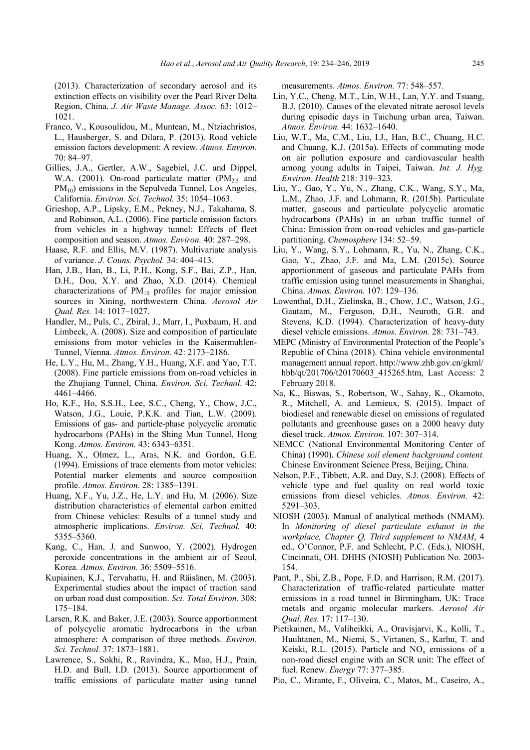(2013). Characterization of secondary aerosol and its extinction effects on visibility over the Pearl River Delta Region, China. *J. Air Waste Manage. Assoc.* 63: 1012–1021.

Franco, V., Kousoulidou, M., Muntean, M., Ntziachristos, L., Hausberger, S. and Dilara, P. (2013). Road vehicle emission factors development: A review. *Atmos. Environ.* 70: 84–97.

Gillies, J.A., Gertler, A.W., Sagebiel, J.C. and Dippel, W.A. (2001). On-road particulate matter ($PM_{2.5}$ and $PM_{10}$) emissions in the Sepulveda Tunnel, Los Angeles, California. *Environ. Sci. Technol.* 35: 1054–1063.

Grieshop, A.P., Lipsky, E.M., Pekney, N.J., Takahama, S. and Robinson, A.L. (2006). Fine particle emission factors from vehicles in a highway tunnel: Effects of fleet composition and season. *Atmos. Environ.* 40: 287–298.

Haase, R.F. and Ellis, M.V. (1987). Multivariate analysis of variance. *J. Couns. Psychol.* 34: 404–413.

Han, J.B., Han, B., Li, P.H., Kong, S.F., Bai, Z.P., Han, D.H., Dou, X.Y. and Zhao, X.D. (2014). Chemical characterizations of $PM_{10}$ profiles for major emission sources in Xining, northwestern China. *Aerosol Air Qual. Res.* 14: 1017–1027.

Handler, M., Puls, C., Zbiral, J., Marr, I., Puxbaum, H. and Limbeck, A. (2008). Size and composition of particulate emissions from motor vehicles in the Kaisermuhlen-Tunnel, Vienna. *Atmos. Environ.* 42: 2173–2186.

He, L.Y., Hu, M., Zhang, Y.H., Huang, X.F. and Yao, T.T. (2008). Fine particle emissions from on-road vehicles in the Zhujiang Tunnel, China. *Environ. Sci. Technol.* 42: 4461–4466.

Ho, K.F., Ho, S.S.H., Lee, S.C., Cheng, Y., Chow, J.C., Watson, J.G., Louie, P.K.K. and Tian, L.W. (2009). Emissions of gas- and particle-phase polycyclic aromatic hydrocarbons (PAHs) in the Shing Mun Tunnel, Hong Kong. *Atmos. Environ.* 43: 6343–6351.

Huang, X., Olmez, L., Aras, N.K. and Gordon, G.E. (1994). Emissions of trace elements from motor vehicles: Potential marker elements and source composition profile. *Atmos. Environ.* 28: 1385–1391.

Huang, X.F., Yu, J.Z., He, L.Y. and Hu, M. (2006). Size distribution characteristics of elemental carbon emitted from Chinese vehicles: Results of a tunnel study and atmospheric implications. *Environ. Sci. Technol.* 40: 5355–5360.

Kang, C., Han, J. and Sunwoo, Y. (2002). Hydrogen peroxide concentrations in the ambient air of Seoul, Korea. *Atmos. Environ.* 36: 5509–5516.

Kupiainen, K.J., Tervahattu, H. and Räisänen, M. (2003). Experimental studies about the impact of traction sand on urban road dust composition. *Sci. Total Environ.* 308: 175–184.

Larsen, R.K. and Baker, J.E. (2003). Source apportionment of polycyclic aromatic hydrocarbons in the urban atmosphere: A comparison of three methods. *Environ. Sci. Technol.* 37: 1873–1881.

Lawrence, S., Sokhi, R., Ravindra, K., Mao, H.J., Prain, H.D. and Bull, I.D. (2013). Source apportionment of traffic emissions of particulate matter using tunnel measurements. *Atmos. Environ.* 77: 548–557.

Lin, Y.C., Cheng, M.T., Lin, W.H., Lan, Y.Y. and Tsuang, B.J. (2010). Causes of the elevated nitrate aerosol levels during episodic days in Taichung urban area, Taiwan. *Atmos. Environ.* 44: 1632–1640.

Liu, W.T., Ma, C.M., Liu, I.J., Han, B.C., Chuang, H.C. and Chuang, K.J. (2015a). Effects of commuting mode on air pollution exposure and cardiovascular health among young adults in Taipei, Taiwan. *Int. J. Hyg. Environ. Health* 218: 319–323.

Liu, Y., Gao, Y., Yu, N., Zhang, C.K., Wang, S.Y., Ma, L.M., Zhao, J.F. and Lohmann, R. (2015b). Particulate matter, gaseous and particulate polycyclic aromatic hydrocarbons (PAHs) in an urban traffic tunnel of China: Emission from on-road vehicles and gas-particle partitioning. *Chemosphere* 134: 52–59.

Liu, Y., Wang, S.Y., Lohmann, R., Yu, N., Zhang, C.K., Gao, Y., Zhao, J.F. and Ma, L.M. (2015c). Source apportionment of gaseous and particulate PAHs from traffic emission using tunnel measurements in Shanghai, China. *Atmos. Environ.* 107: 129–136.

Lowenthal, D.H., Zielinska, B., Chow, J.C., Watson, J.G., Gautam, M., Ferguson, D.H., Neuroth, G.R. and Stevens, K.D. (1994). Characterization of heavy-duty diesel vehicle emissions. *Atmos. Environ.* 28: 731–743.

MEPC (Ministry of Environmental Protection of the People's Republic of China (2018). China vehicle environmental management annual report. http://www.zhb.gov.cn/gkml/hbb/qt/201706/t20170603_415265.htm, Last Access: 2 February 2018.

Na, K., Biswas, S., Robertson, W., Sahay, K., Okamoto, R., Mitchell, A. and Lemieux, S. (2015). Impact of biodiesel and renewable diesel on emissions of regulated pollutants and greenhouse gases on a 2000 heavy duty diesel truck. *Atmos. Environ.* 107: 307–314.

NEMCC (National Environmental Monitoring Center of China) (1990). *Chinese soil element background content.* Chinese Environment Science Press, Beijing, China.

Nelson, P.F., Tibbett, A.R. and Day, S.J. (2008). Effects of vehicle type and fuel quality on real world toxic emissions from diesel vehicles. *Atmos. Environ.* 42: 5291–303.

NIOSH (2003). Manual of analytical methods (NMAM). In *Monitoring of diesel particulate exhaust in the workplace, Chapter Q, Third supplement to NMAM*, 4 ed., O'Connor, P.F. and Schlecht, P.C. (Eds.), NIOSH, Cincinnati, OH. DHHS (NIOSH) Publication No. 2003-154.

Pant, P., Shi, Z.B., Pope, F.D. and Harrison, R.M. (2017). Characterization of traffic-related particulate matter emissions in a road tunnel in Birmingham, UK: Trace metals and organic molecular markers. *Aerosol Air Qual. Res.* 17: 117–130.

Pietikainen, M., Valiheikki, A., Oravisjarvi, K., Kolli, T., Huuhtanen, M., Niemi, S., Virtanen, S., Karhu, T. and Keiski, R.L. (2015). Particle and $NO_x$ emissions of a non-road diesel engine with an SCR unit: The effect of fuel. Renew. *Energy* 77: 377–385.

Pio, C., Mirante, F., Oliveira, C., Matos, M., Caseiro, A.,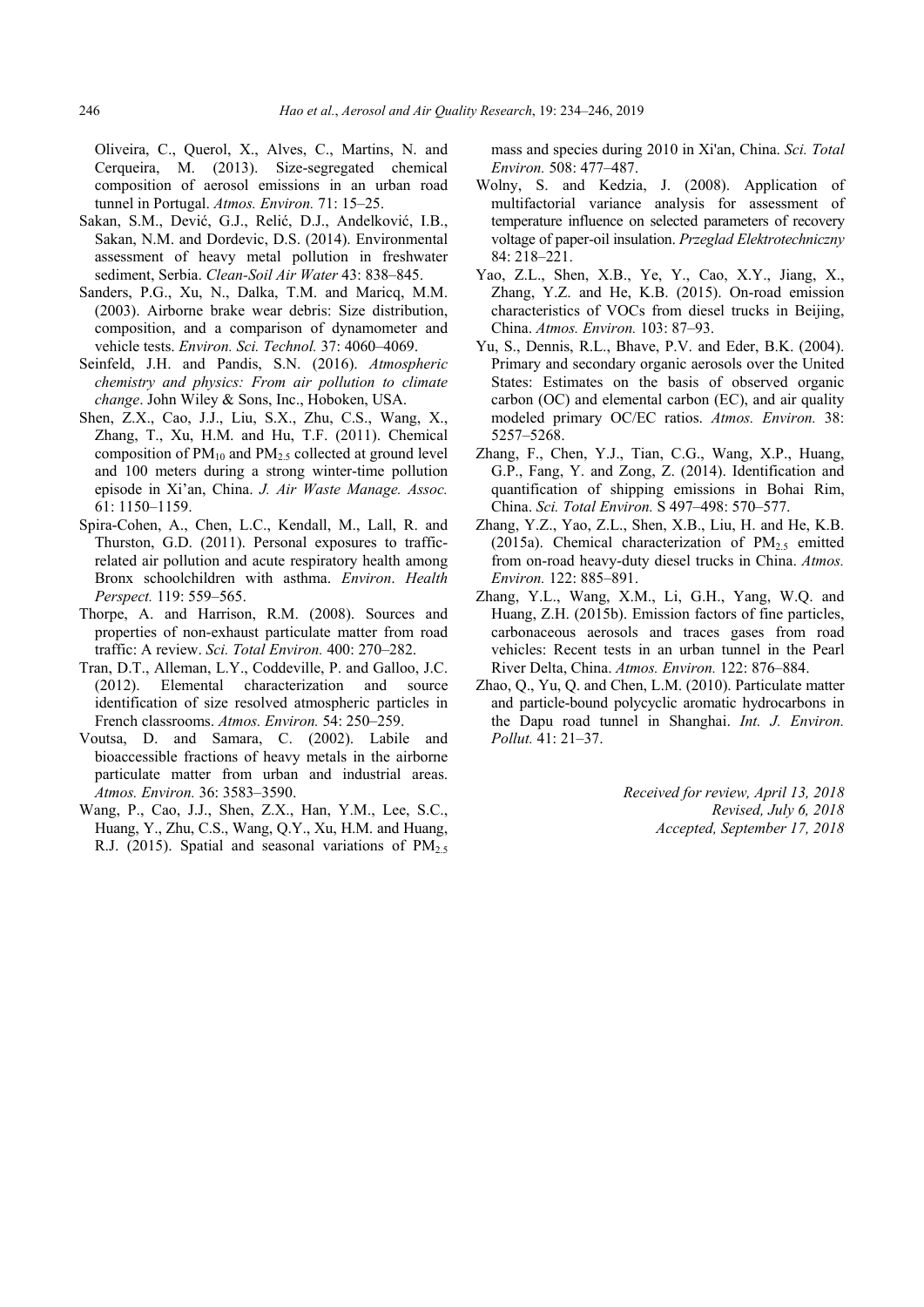Oliveira, C., Querol, X., Alves, C., Martins, N. and Cerqueira, M. (2013). Size-segregated chemical composition of aerosol emissions in an urban road tunnel in Portugal. *Atmos. Environ.* 71: 15–25.

Sakan, S.M., Dević, G.J., Relić, D.J., Anđelković, I.B., Sakan, N.M. and Dordevic, D.S. (2014). Environmental assessment of heavy metal pollution in freshwater sediment, Serbia. *Clean-Soil Air Water* 43: 838–845.

Sanders, P.G., Xu, N., Dalka, T.M. and Maricq, M.M. (2003). Airborne brake wear debris: Size distribution, composition, and a comparison of dynamometer and vehicle tests. *Environ. Sci. Technol.* 37: 4060–4069.

Seinfeld, J.H. and Pandis, S.N. (2016). *Atmospheric chemistry and physics: From air pollution to climate change*. John Wiley & Sons, Inc., Hoboken, USA.

Shen, Z.X., Cao, J.J., Liu, S.X., Zhu, C.S., Wang, X., Zhang, T., Xu, H.M. and Hu, T.F. (2011). Chemical composition of $PM_{10}$ and $PM_{2.5}$ collected at ground level and 100 meters during a strong winter-time pollution episode in Xi'an, China. *J. Air Waste Manage. Assoc.* 61: 1150–1159.

Spira-Cohen, A., Chen, L.C., Kendall, M., Lall, R. and Thurston, G.D. (2011). Personal exposures to traffic-related air pollution and acute respiratory health among Bronx schoolchildren with asthma. *Environ. Health Perspect.* 119: 559–565.

Thorpe, A. and Harrison, R.M. (2008). Sources and properties of non-exhaust particulate matter from road traffic: A review. *Sci. Total Environ.* 400: 270–282.

Tran, D.T., Alleman, L.Y., Coddeville, P. and Galloo, J.C. (2012). Elemental characterization and source identification of size resolved atmospheric particles in French classrooms. *Atmos. Environ.* 54: 250–259.

Voutsa, D. and Samara, C. (2002). Labile and bioaccessible fractions of heavy metals in the airborne particulate matter from urban and industrial areas. *Atmos. Environ.* 36: 3583–3590.

Wang, P., Cao, J.J., Shen, Z.X., Han, Y.M., Lee, S.C., Huang, Y., Zhu, C.S., Wang, Q.Y., Xu, H.M. and Huang, R.J. (2015). Spatial and seasonal variations of $PM_{2.5}$ mass and species during 2010 in Xi'an, China. *Sci. Total Environ.* 508: 477–487.

Wolny, S. and Kedzia, J. (2008). Application of multifactorial variance analysis for assessment of temperature influence on selected parameters of recovery voltage of paper-oil insulation. *Przeglad Elektrotechniczny* 84: 218–221.

Yao, Z.L., Shen, X.B., Ye, Y., Cao, X.Y., Jiang, X., Zhang, Y.Z. and He, K.B. (2015). On-road emission characteristics of VOCs from diesel trucks in Beijing, China. *Atmos. Environ.* 103: 87–93.

Yu, S., Dennis, R.L., Bhave, P.V. and Eder, B.K. (2004). Primary and secondary organic aerosols over the United States: Estimates on the basis of observed organic carbon (OC) and elemental carbon (EC), and air quality modeled primary OC/EC ratios. *Atmos. Environ.* 38: 5257–5268.

Zhang, F., Chen, Y.J., Tian, C.G., Wang, X.P., Huang, G.P., Fang, Y. and Zong, Z. (2014). Identification and quantification of shipping emissions in Bohai Rim, China. *Sci. Total Environ.* S 497–498: 570–577.

Zhang, Y.Z., Yao, Z.L., Shen, X.B., Liu, H. and He, K.B. (2015a). Chemical characterization of $PM_{2.5}$ emitted from on-road heavy-duty diesel trucks in China. *Atmos. Environ.* 122: 885–891.

Zhang, Y.L., Wang, X.M., Li, G.H., Yang, W.Q. and Huang, Z.H. (2015b). Emission factors of fine particles, carbonaceous aerosols and traces gases from road vehicles: Recent tests in an urban tunnel in the Pearl River Delta, China. *Atmos. Environ.* 122: 876–884.

Zhao, Q., Yu, Q. and Chen, L.M. (2010). Particulate matter and particle-bound polycyclic aromatic hydrocarbons in the Dapu road tunnel in Shanghai. *Int. J. Environ. Pollut.* 41: 21–37.

*Received for review, April 13, 2018*
*Revised, July 6, 2018*
*Accepted, September 17, 2018*